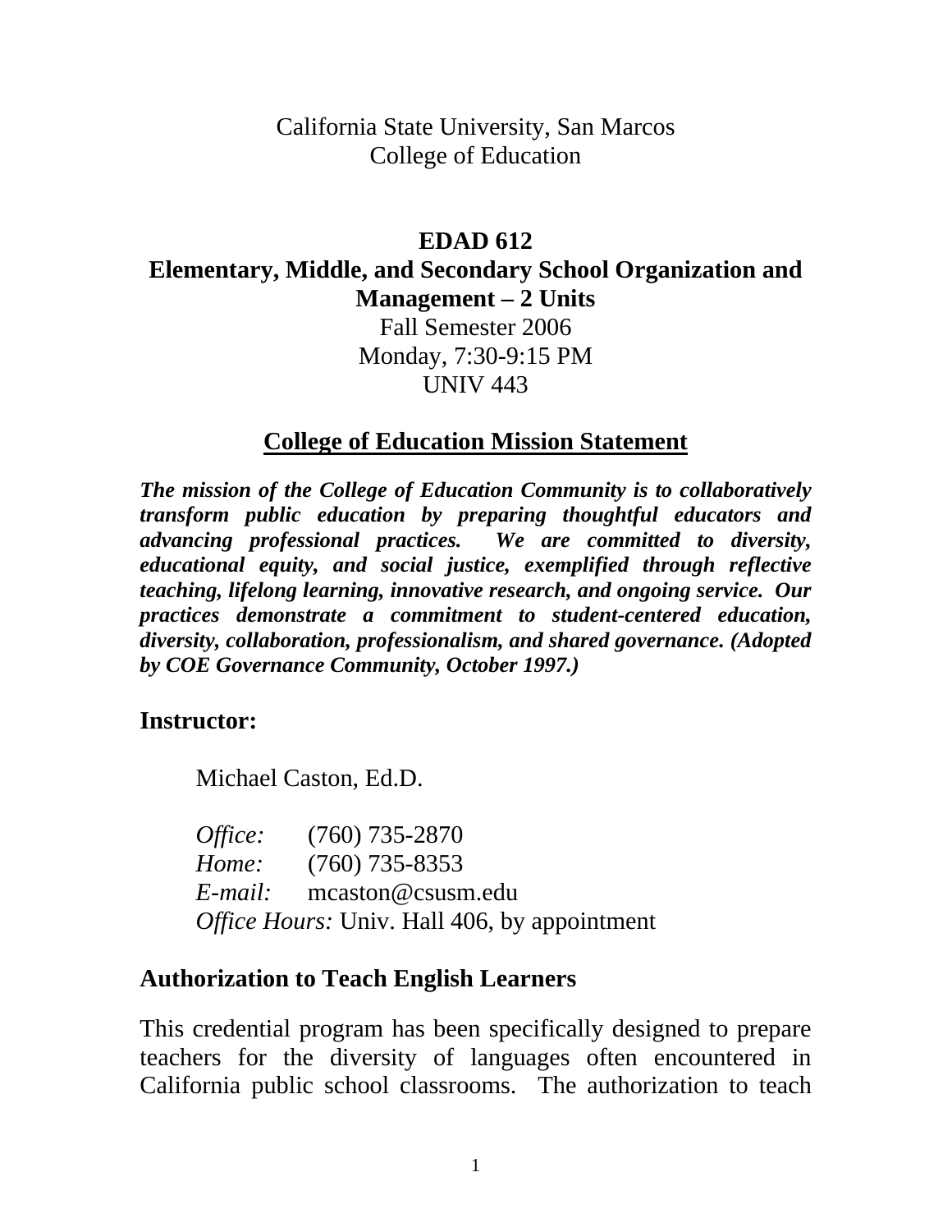California State University, San Marcos
College of Education

# EDAD 612
# Elementary, Middle, and Secondary School Organization and Management – 2 Units

Fall Semester 2006
Monday, 7:30-9:15 PM
UNIV 443

## College of Education Mission Statement

***The mission of the College of Education Community is to collaboratively transform public education by preparing thoughtful educators and advancing professional practices. We are committed to diversity, educational equity, and social justice, exemplified through reflective teaching, lifelong learning, innovative research, and ongoing service. Our practices demonstrate a commitment to student-centered education, diversity, collaboration, professionalism, and shared governance. (Adopted by COE Governance Community, October 1997.)***

## Instructor:

Michael Caston, Ed.D.

*Office:* (760) 735-2870
*Home:* (760) 735-8353
*E-mail:* mcaston@csusm.edu
*Office Hours:* Univ. Hall 406, by appointment

## Authorization to Teach English Learners

This credential program has been specifically designed to prepare teachers for the diversity of languages often encountered in California public school classrooms. The authorization to teach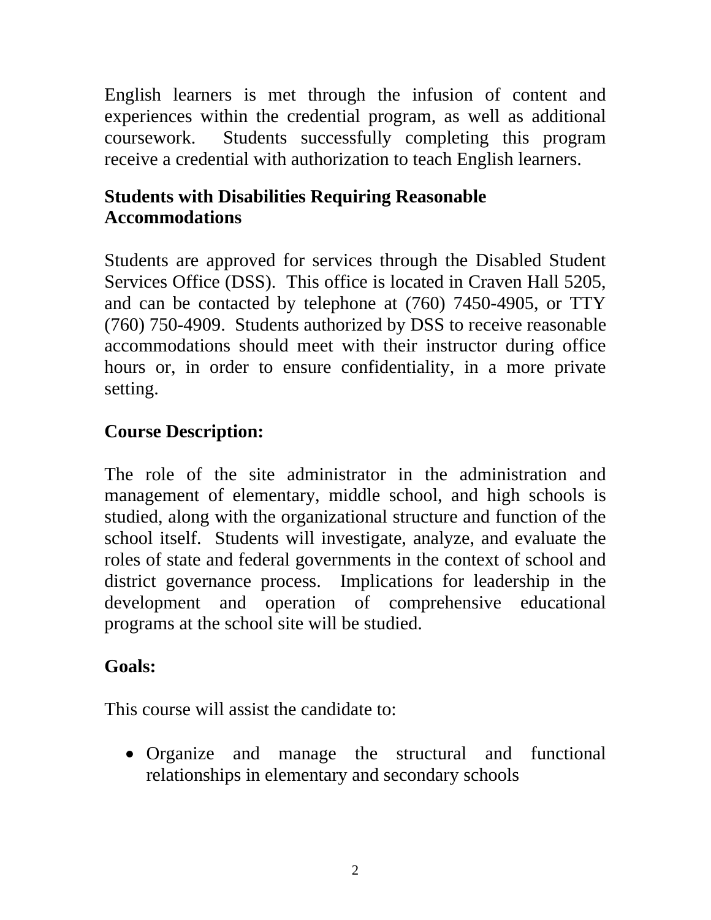English learners is met through the infusion of content and experiences within the credential program, as well as additional coursework. Students successfully completing this program receive a credential with authorization to teach English learners.

**Students with Disabilities Requiring Reasonable Accommodations**

Students are approved for services through the Disabled Student Services Office (DSS). This office is located in Craven Hall 5205, and can be contacted by telephone at (760) 7450-4905, or TTY (760) 750-4909. Students authorized by DSS to receive reasonable accommodations should meet with their instructor during office hours or, in order to ensure confidentiality, in a more private setting.

**Course Description:**

The role of the site administrator in the administration and management of elementary, middle school, and high schools is studied, along with the organizational structure and function of the school itself. Students will investigate, analyze, and evaluate the roles of state and federal governments in the context of school and district governance process. Implications for leadership in the development and operation of comprehensive educational programs at the school site will be studied.

**Goals:**

This course will assist the candidate to:

- Organize and manage the structural and functional relationships in elementary and secondary schools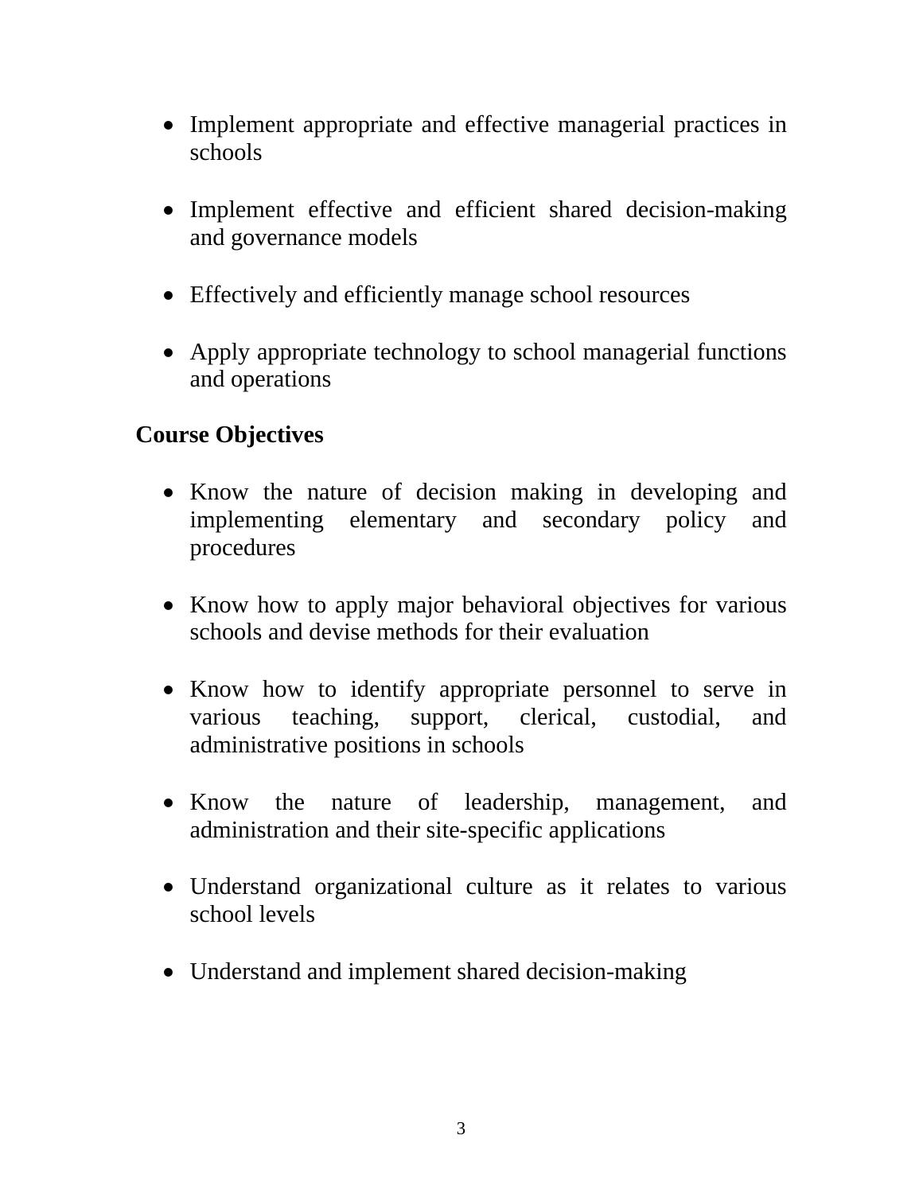- Implement appropriate and effective managerial practices in schools

- Implement effective and efficient shared decision-making and governance models

- Effectively and efficiently manage school resources

- Apply appropriate technology to school managerial functions and operations

**Course Objectives**

- Know the nature of decision making in developing and implementing elementary and secondary policy and procedures

- Know how to apply major behavioral objectives for various schools and devise methods for their evaluation

- Know how to identify appropriate personnel to serve in various teaching, support, clerical, custodial, and administrative positions in schools

- Know the nature of leadership, management, and administration and their site-specific applications

- Understand organizational culture as it relates to various school levels

- Understand and implement shared decision-making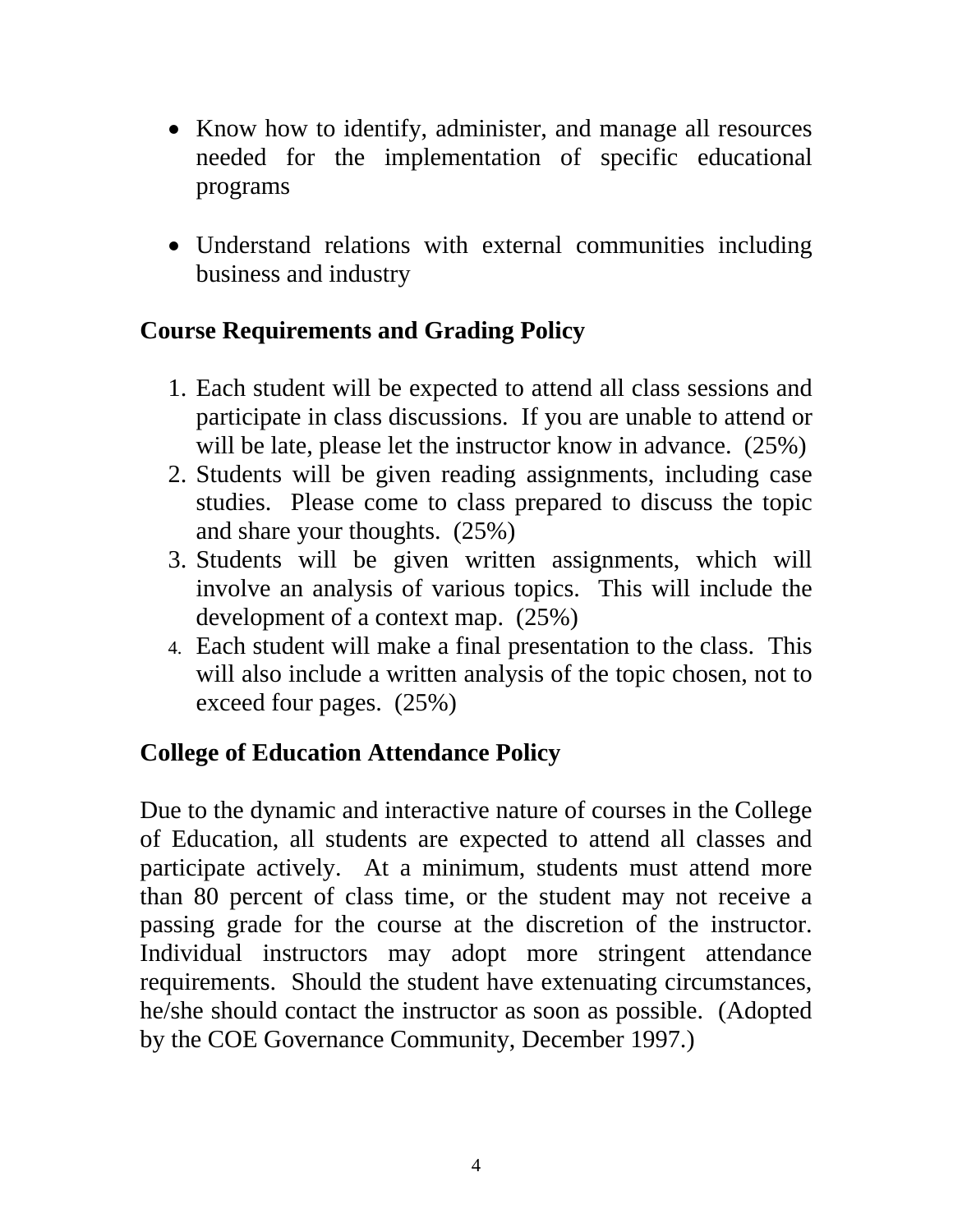- Know how to identify, administer, and manage all resources needed for the implementation of specific educational programs

- Understand relations with external communities including business and industry

**Course Requirements and Grading Policy**

1. Each student will be expected to attend all class sessions and participate in class discussions. If you are unable to attend or will be late, please let the instructor know in advance. (25%)
2. Students will be given reading assignments, including case studies. Please come to class prepared to discuss the topic and share your thoughts. (25%)
3. Students will be given written assignments, which will involve an analysis of various topics. This will include the development of a context map. (25%)
4. Each student will make a final presentation to the class. This will also include a written analysis of the topic chosen, not to exceed four pages. (25%)

**College of Education Attendance Policy**

Due to the dynamic and interactive nature of courses in the College of Education, all students are expected to attend all classes and participate actively. At a minimum, students must attend more than 80 percent of class time, or the student may not receive a passing grade for the course at the discretion of the instructor. Individual instructors may adopt more stringent attendance requirements. Should the student have extenuating circumstances, he/she should contact the instructor as soon as possible. (Adopted by the COE Governance Community, December 1997.)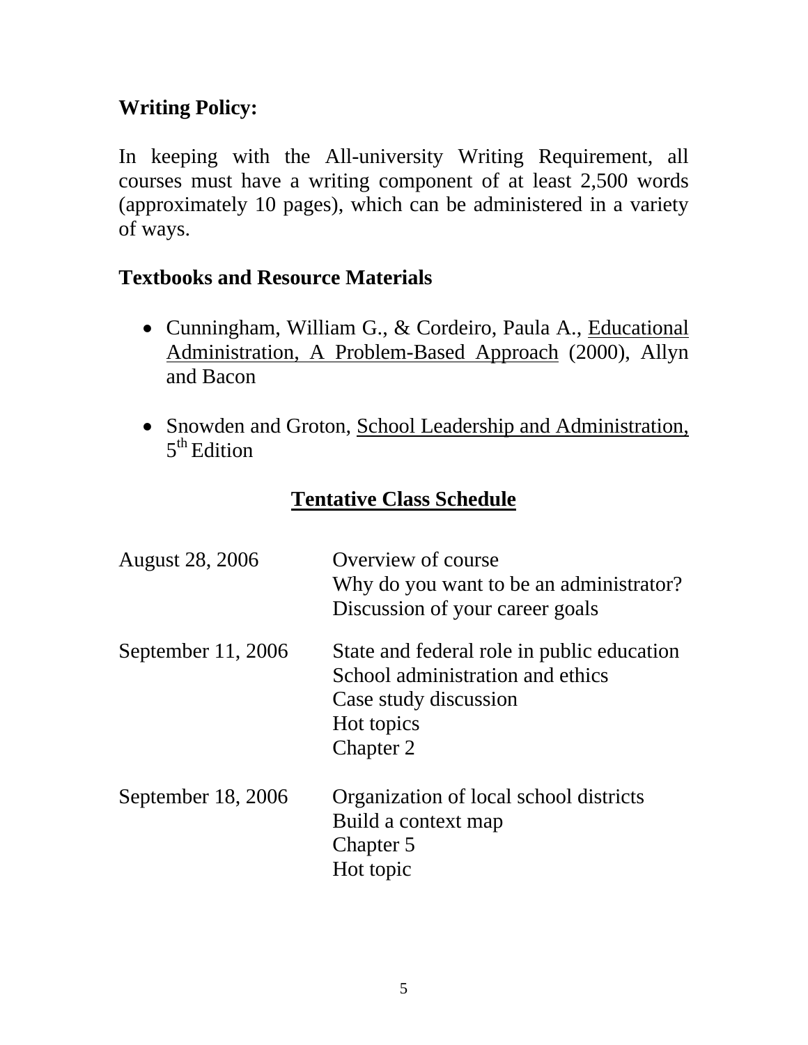**Writing Policy:**

In keeping with the All-university Writing Requirement, all courses must have a writing component of at least 2,500 words (approximately 10 pages), which can be administered in a variety of ways.

**Textbooks and Resource Materials**

- Cunningham, William G., & Cordeiro, Paula A., Educational Administration, A Problem-Based Approach (2000), Allyn and Bacon
- Snowden and Groton, School Leadership and Administration, 5th Edition

## Tentative Class Schedule

| | |
|---|---|
| August 28, 2006 | Overview of course<br>Why do you want to be an administrator?<br>Discussion of your career goals |
| September 11, 2006 | State and federal role in public education<br>School administration and ethics<br>Case study discussion<br>Hot topics<br>Chapter 2 |
| September 18, 2006 | Organization of local school districts<br>Build a context map<br>Chapter 5<br>Hot topic |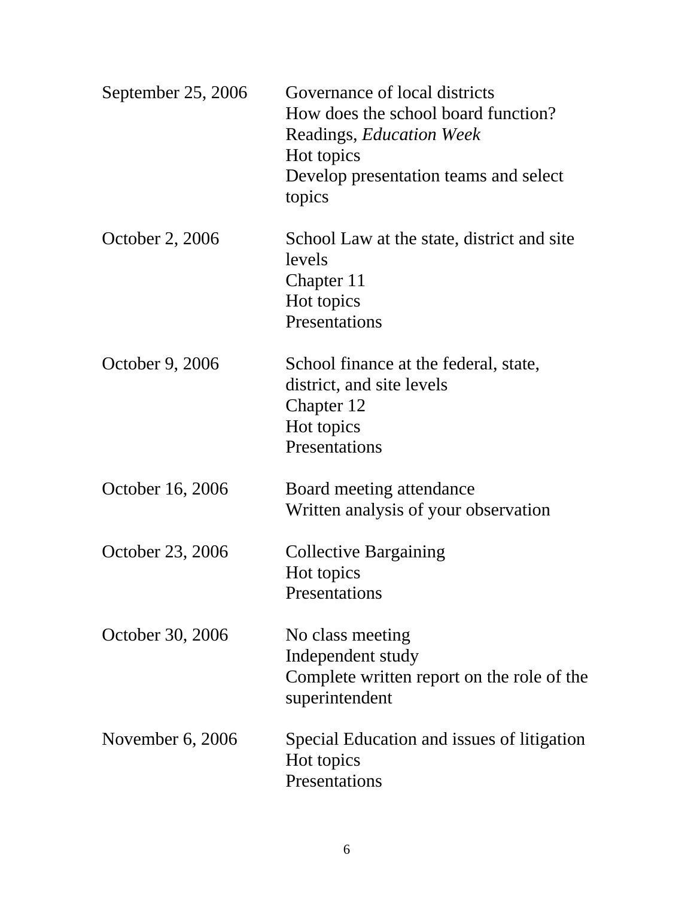| | |
|---|---|
| September 25, 2006 | Governance of local districts<br>How does the school board function?<br>Readings, *Education Week*<br>Hot topics<br>Develop presentation teams and select topics |
| October 2, 2006 | School Law at the state, district and site levels<br>Chapter 11<br>Hot topics<br>Presentations |
| October 9, 2006 | School finance at the federal, state, district, and site levels<br>Chapter 12<br>Hot topics<br>Presentations |
| October 16, 2006 | Board meeting attendance<br>Written analysis of your observation |
| October 23, 2006 | Collective Bargaining<br>Hot topics<br>Presentations |
| October 30, 2006 | No class meeting<br>Independent study<br>Complete written report on the role of the superintendent |
| November 6, 2006 | Special Education and issues of litigation<br>Hot topics<br>Presentations |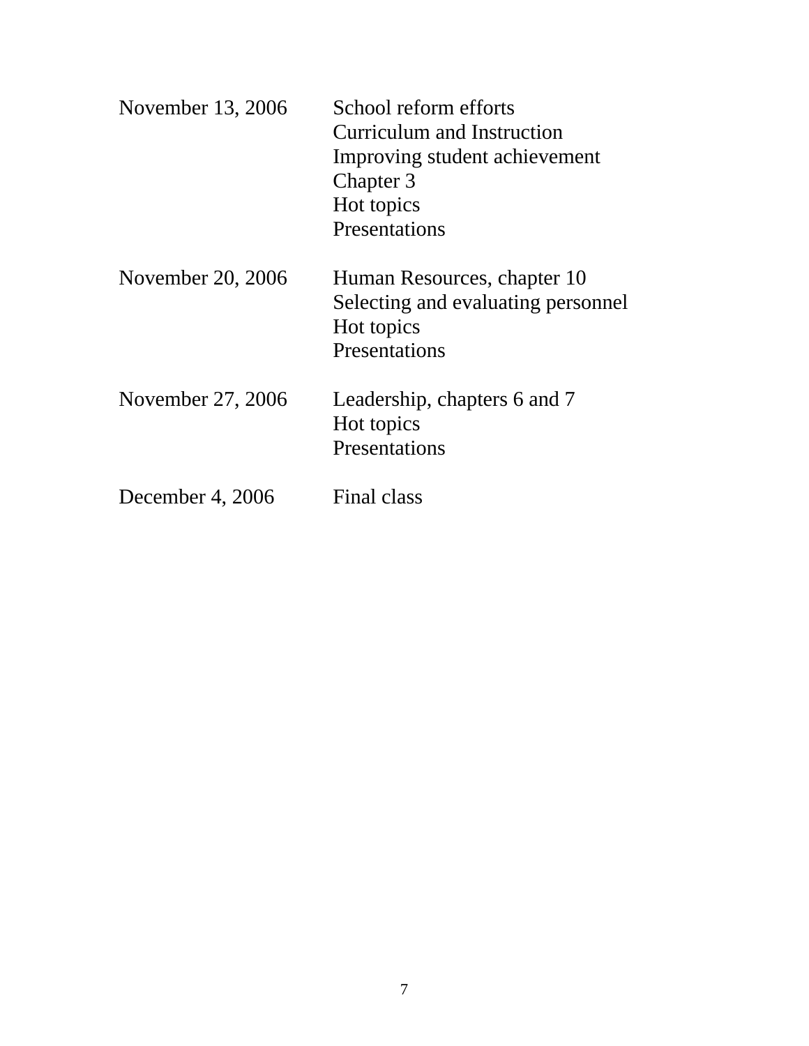| | |
|---|---|
| November 13, 2006 | School reform efforts<br>Curriculum and Instruction<br>Improving student achievement<br>Chapter 3<br>Hot topics<br>Presentations |
| November 20, 2006 | Human Resources, chapter 10<br>Selecting and evaluating personnel<br>Hot topics<br>Presentations |
| November 27, 2006 | Leadership, chapters 6 and 7<br>Hot topics<br>Presentations |
| December 4, 2006 | Final class |